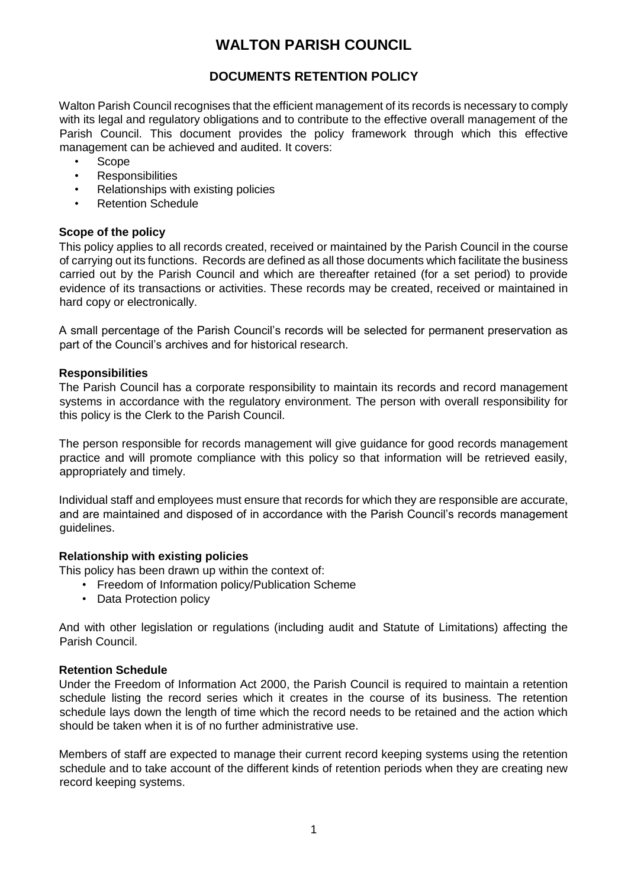# WALTON PARISH COUNCIL

## DOCUMENTS RETENTION POLICY

Walton Parish Council recognises that the efficient management of its records is necessary to comply with its legal and regulatory obligations and to contribute to the effective overall management of the Parish Council. This document provides the policy framework through which this effective management can be achieved and audited. It covers:

- Scope
- Responsibilities
- Relationships with existing policies
- Retention Schedule

### Scope of the policy

This policy applies to all records created, received or maintained by the Parish Council in the course of carrying out its functions. Records are defined as all those documents which facilitate the business carried out by the Parish Council and which are thereafter retained (for a set period) to provide evidence of its transactions or activities. These records may be created, received or maintained in hard copy or electronically.

A small percentage of the Parish Council's records will be selected for permanent preservation as part of the Council's archives and for historical research.

### Responsibilities

The Parish Council has a corporate responsibility to maintain its records and record management systems in accordance with the regulatory environment. The person with overall responsibility for this policy is the Clerk to the Parish Council.

The person responsible for records management will give guidance for good records management practice and will promote compliance with this policy so that information will be retrieved easily, appropriately and timely.

Individual staff and employees must ensure that records for which they are responsible are accurate, and are maintained and disposed of in accordance with the Parish Council's records management guidelines.

### Relationship with existing policies

This policy has been drawn up within the context of:

- Freedom of Information policy/Publication Scheme
- Data Protection policy

And with other legislation or regulations (including audit and Statute of Limitations) affecting the Parish Council.

### Retention Schedule

Under the Freedom of Information Act 2000, the Parish Council is required to maintain a retention schedule listing the record series which it creates in the course of its business. The retention schedule lays down the length of time which the record needs to be retained and the action which should be taken when it is of no further administrative use.

Members of staff are expected to manage their current record keeping systems using the retention schedule and to take account of the different kinds of retention periods when they are creating new record keeping systems.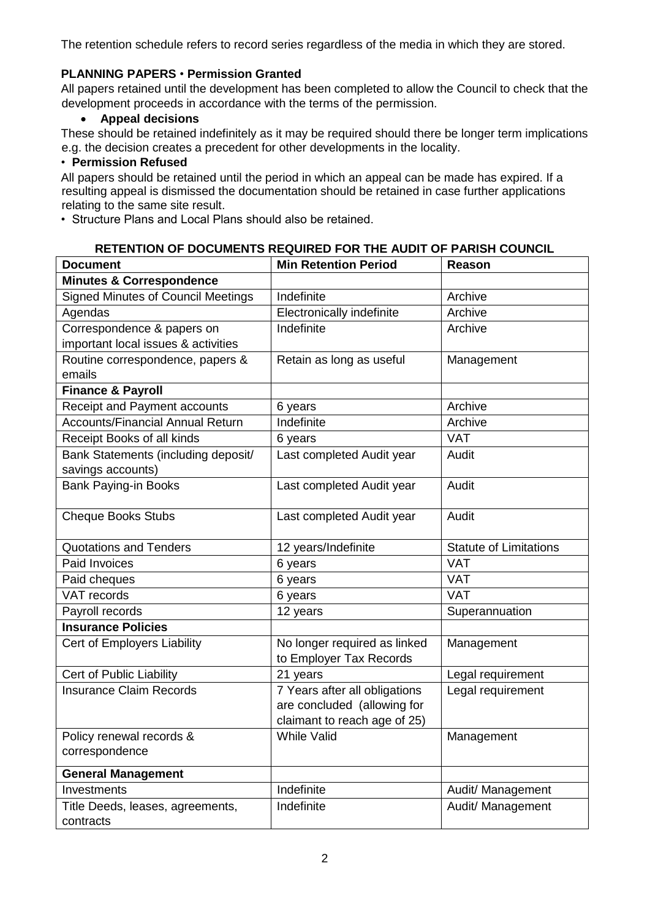The retention schedule refers to record series regardless of the media in which they are stored.

**PLANNING PAPERS** • **Permission Granted**

All papers retained until the development has been completed to allow the Council to check that the development proceeds in accordance with the terms of the permission.

- **Appeal decisions**

These should be retained indefinitely as it may be required should there be longer term implications e.g. the decision creates a precedent for other developments in the locality.

• **Permission Refused**

All papers should be retained until the period in which an appeal can be made has expired. If a resulting appeal is dismissed the documentation should be retained in case further applications relating to the same site result.

• Structure Plans and Local Plans should also be retained.

**RETENTION OF DOCUMENTS REQUIRED FOR THE AUDIT OF PARISH COUNCIL**

| Document | Min Retention Period | Reason |
|---|---|---|
| **Minutes & Correspondence** | | |
| Signed Minutes of Council Meetings | Indefinite | Archive |
| Agendas | Electronically indefinite | Archive |
| Correspondence & papers on important local issues & activities | Indefinite | Archive |
| Routine correspondence, papers & emails | Retain as long as useful | Management |
| **Finance & Payroll** | | |
| Receipt and Payment accounts | 6 years | Archive |
| Accounts/Financial Annual Return | Indefinite | Archive |
| Receipt Books of all kinds | 6 years | VAT |
| Bank Statements (including deposit/ savings accounts) | Last completed Audit year | Audit |
| Bank Paying-in Books | Last completed Audit year | Audit |
| Cheque Books Stubs | Last completed Audit year | Audit |
| Quotations and Tenders | 12 years/Indefinite | Statute of Limitations |
| Paid Invoices | 6 years | VAT |
| Paid cheques | 6 years | VAT |
| VAT records | 6 years | VAT |
| Payroll records | 12 years | Superannuation |
| **Insurance Policies** | | |
| Cert of Employers Liability | No longer required as linked to Employer Tax Records | Management |
| Cert of Public Liability | 21 years | Legal requirement |
| Insurance Claim Records | 7 Years after all obligations are concluded (allowing for claimant to reach age of 25) | Legal requirement |
| Policy renewal records & correspondence | While Valid | Management |
| **General Management** | | |
| Investments | Indefinite | Audit/ Management |
| Title Deeds, leases, agreements, contracts | Indefinite | Audit/ Management |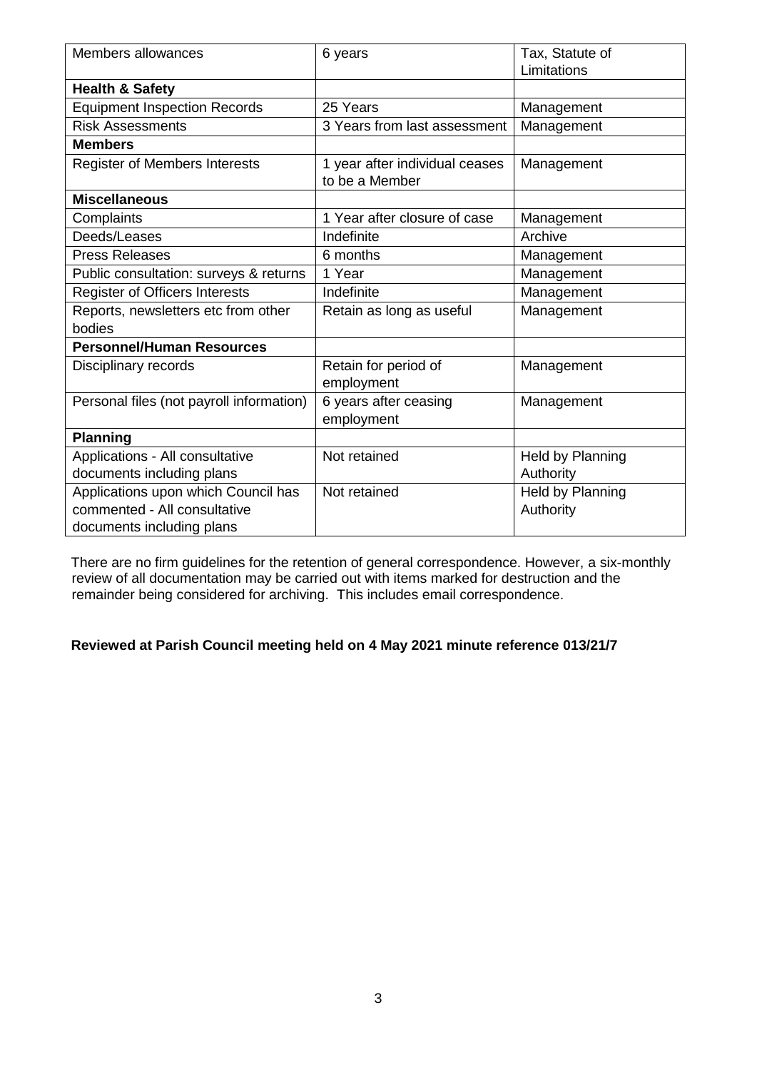| | | |
|---|---|---|
| Members allowances | 6 years | Tax, Statute of Limitations |
| **Health & Safety** | | |
| Equipment Inspection Records | 25 Years | Management |
| Risk Assessments | 3 Years from last assessment | Management |
| **Members** | | |
| Register of Members Interests | 1 year after individual ceases to be a Member | Management |
| **Miscellaneous** | | |
| Complaints | 1 Year after closure of case | Management |
| Deeds/Leases | Indefinite | Archive |
| Press Releases | 6 months | Management |
| Public consultation: surveys & returns | 1 Year | Management |
| Register of Officers Interests | Indefinite | Management |
| Reports, newsletters etc from other bodies | Retain as long as useful | Management |
| **Personnel/Human Resources** | | |
| Disciplinary records | Retain for period of employment | Management |
| Personal files (not payroll information) | 6 years after ceasing employment | Management |
| **Planning** | | |
| Applications - All consultative documents including plans | Not retained | Held by Planning Authority |
| Applications upon which Council has commented - All consultative documents including plans | Not retained | Held by Planning Authority |

There are no firm guidelines for the retention of general correspondence. However, a six-monthly review of all documentation may be carried out with items marked for destruction and the remainder being considered for archiving. This includes email correspondence.

**Reviewed at Parish Council meeting held on 4 May 2021 minute reference 013/21/7**